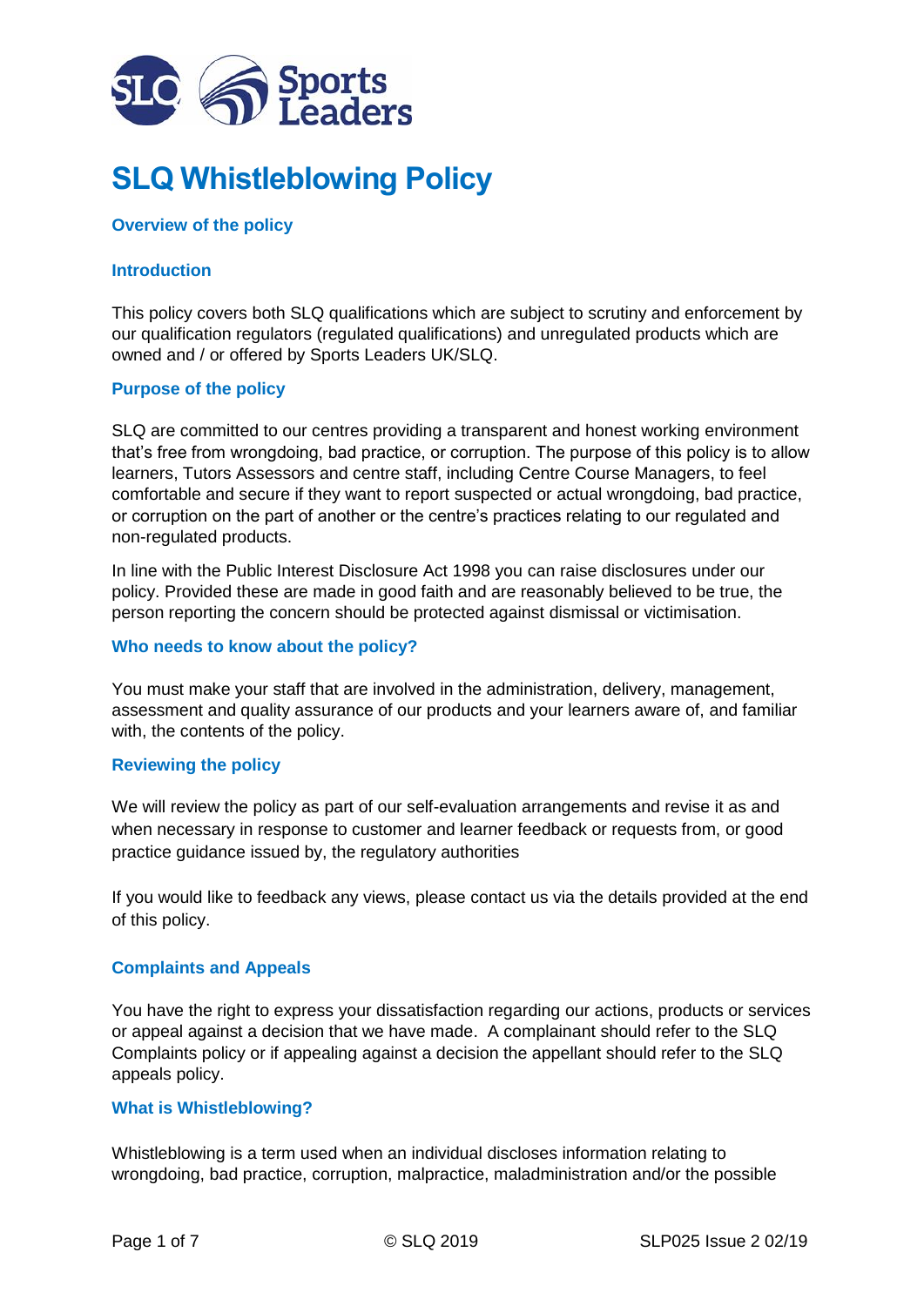# SLQ Whistleblowing Policy

## Overview of the policy

### Introduction

This policy covers both SLQ qualifications which are subject to scrutiny and enforcement by our qualification regulators (regulated qualifications) and unregulated products which are owned and / or offered by Sports Leaders UK/SLQ.

### Purpose of the policy

SLQ are committed to our centres providing a transparent and honest working environment that's free from wrongdoing, bad practice, or corruption. The purpose of this policy is to allow learners, Tutors Assessors and centre staff, including Centre Course Managers, to feel comfortable and secure if they want to report suspected or actual wrongdoing, bad practice, or corruption on the part of another or the centre's practices relating to our regulated and non-regulated products.

In line with the Public Interest Disclosure Act 1998 you can raise disclosures under our policy. Provided these are made in good faith and are reasonably believed to be true, the person reporting the concern should be protected against dismissal or victimisation.

### Who needs to know about the policy?

You must make your staff that are involved in the administration, delivery, management, assessment and quality assurance of our products and your learners aware of, and familiar with, the contents of the policy.

### Reviewing the policy

We will review the policy as part of our self-evaluation arrangements and revise it as and when necessary in response to customer and learner feedback or requests from, or good practice guidance issued by, the regulatory authorities

If you would like to feedback any views, please contact us via the details provided at the end of this policy.

### Complaints and Appeals

You have the right to express your dissatisfaction regarding our actions, products or services or appeal against a decision that we have made. A complainant should refer to the SLQ Complaints policy or if appealing against a decision the appellant should refer to the SLQ appeals policy.

### What is Whistleblowing?

Whistleblowing is a term used when an individual discloses information relating to wrongdoing, bad practice, corruption, malpractice, maladministration and/or the possible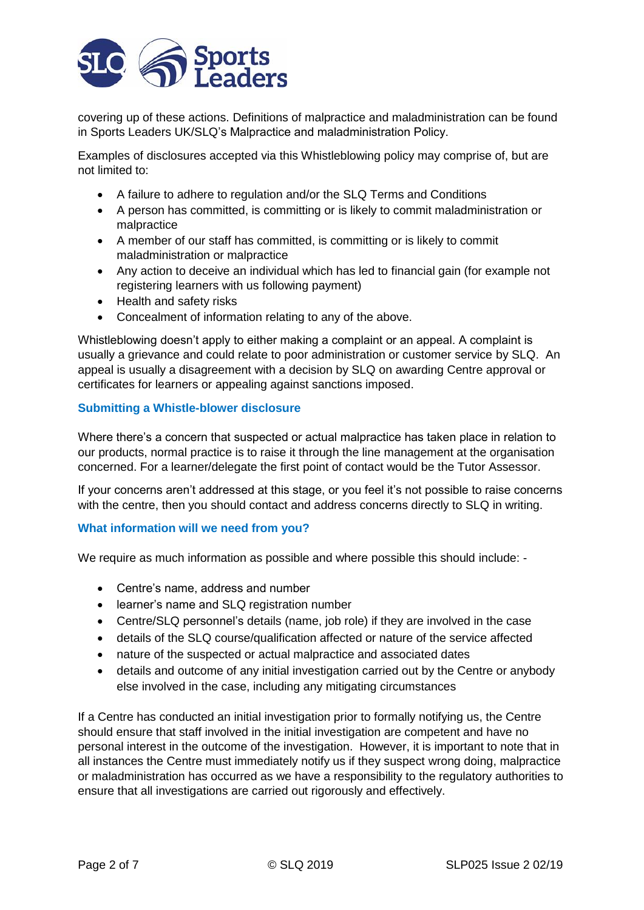covering up of these actions. Definitions of malpractice and maladministration can be found in Sports Leaders UK/SLQ's Malpractice and maladministration Policy.

Examples of disclosures accepted via this Whistleblowing policy may comprise of, but are not limited to:

- A failure to adhere to regulation and/or the SLQ Terms and Conditions
- A person has committed, is committing or is likely to commit maladministration or malpractice
- A member of our staff has committed, is committing or is likely to commit maladministration or malpractice
- Any action to deceive an individual which has led to financial gain (for example not registering learners with us following payment)
- Health and safety risks
- Concealment of information relating to any of the above.

Whistleblowing doesn't apply to either making a complaint or an appeal. A complaint is usually a grievance and could relate to poor administration or customer service by SLQ. An appeal is usually a disagreement with a decision by SLQ on awarding Centre approval or certificates for learners or appealing against sanctions imposed.

### Submitting a Whistle-blower disclosure

Where there's a concern that suspected or actual malpractice has taken place in relation to our products, normal practice is to raise it through the line management at the organisation concerned. For a learner/delegate the first point of contact would be the Tutor Assessor.

If your concerns aren't addressed at this stage, or you feel it's not possible to raise concerns with the centre, then you should contact and address concerns directly to SLQ in writing.

### What information will we need from you?

We require as much information as possible and where possible this should include: -

- Centre's name, address and number
- learner's name and SLQ registration number
- Centre/SLQ personnel's details (name, job role) if they are involved in the case
- details of the SLQ course/qualification affected or nature of the service affected
- nature of the suspected or actual malpractice and associated dates
- details and outcome of any initial investigation carried out by the Centre or anybody else involved in the case, including any mitigating circumstances

If a Centre has conducted an initial investigation prior to formally notifying us, the Centre should ensure that staff involved in the initial investigation are competent and have no personal interest in the outcome of the investigation. However, it is important to note that in all instances the Centre must immediately notify us if they suspect wrong doing, malpractice or maladministration has occurred as we have a responsibility to the regulatory authorities to ensure that all investigations are carried out rigorously and effectively.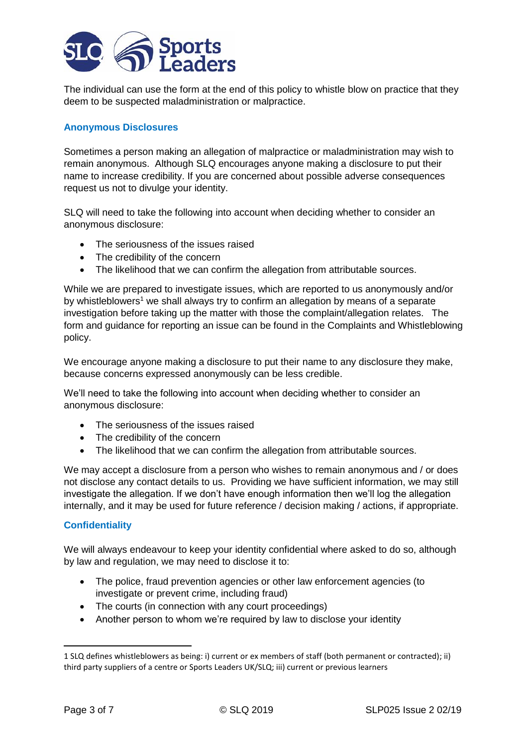The individual can use the form at the end of this policy to whistle blow on practice that they deem to be suspected maladministration or malpractice.

### Anonymous Disclosures

Sometimes a person making an allegation of malpractice or maladministration may wish to remain anonymous. Although SLQ encourages anyone making a disclosure to put their name to increase credibility. If you are concerned about possible adverse consequences request us not to divulge your identity.

SLQ will need to take the following into account when deciding whether to consider an anonymous disclosure:

- The seriousness of the issues raised
- The credibility of the concern
- The likelihood that we can confirm the allegation from attributable sources.

While we are prepared to investigate issues, which are reported to us anonymously and/or by whistleblowers[1] we shall always try to confirm an allegation by means of a separate investigation before taking up the matter with those the complaint/allegation relates. The form and guidance for reporting an issue can be found in the Complaints and Whistleblowing policy.

We encourage anyone making a disclosure to put their name to any disclosure they make, because concerns expressed anonymously can be less credible.

We'll need to take the following into account when deciding whether to consider an anonymous disclosure:

- The seriousness of the issues raised
- The credibility of the concern
- The likelihood that we can confirm the allegation from attributable sources.

We may accept a disclosure from a person who wishes to remain anonymous and / or does not disclose any contact details to us. Providing we have sufficient information, we may still investigate the allegation. If we don't have enough information then we'll log the allegation internally, and it may be used for future reference / decision making / actions, if appropriate.

### Confidentiality

We will always endeavour to keep your identity confidential where asked to do so, although by law and regulation, we may need to disclose it to:

- The police, fraud prevention agencies or other law enforcement agencies (to investigate or prevent crime, including fraud)
- The courts (in connection with any court proceedings)
- Another person to whom we're required by law to disclose your identity

[1] SLQ defines whistleblowers as being: i) current or ex members of staff (both permanent or contracted); ii) third party suppliers of a centre or Sports Leaders UK/SLQ; iii) current or previous learners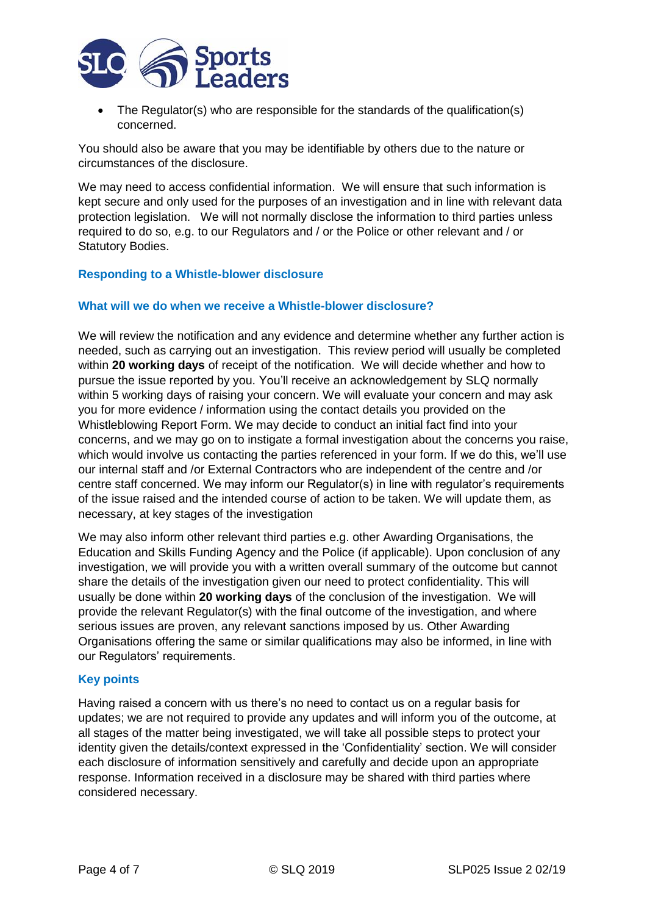- The Regulator(s) who are responsible for the standards of the qualification(s) concerned.

You should also be aware that you may be identifiable by others due to the nature or circumstances of the disclosure.

We may need to access confidential information. We will ensure that such information is kept secure and only used for the purposes of an investigation and in line with relevant data protection legislation. We will not normally disclose the information to third parties unless required to do so, e.g. to our Regulators and / or the Police or other relevant and / or Statutory Bodies.

## Responding to a Whistle-blower disclosure

### What will we do when we receive a Whistle-blower disclosure?

We will review the notification and any evidence and determine whether any further action is needed, such as carrying out an investigation. This review period will usually be completed within **20 working days** of receipt of the notification. We will decide whether and how to pursue the issue reported by you. You'll receive an acknowledgement by SLQ normally within 5 working days of raising your concern. We will evaluate your concern and may ask you for more evidence / information using the contact details you provided on the Whistleblowing Report Form. We may decide to conduct an initial fact find into your concerns, and we may go on to instigate a formal investigation about the concerns you raise, which would involve us contacting the parties referenced in your form. If we do this, we'll use our internal staff and /or External Contractors who are independent of the centre and /or centre staff concerned. We may inform our Regulator(s) in line with regulator's requirements of the issue raised and the intended course of action to be taken. We will update them, as necessary, at key stages of the investigation

We may also inform other relevant third parties e.g. other Awarding Organisations, the Education and Skills Funding Agency and the Police (if applicable). Upon conclusion of any investigation, we will provide you with a written overall summary of the outcome but cannot share the details of the investigation given our need to protect confidentiality. This will usually be done within **20 working days** of the conclusion of the investigation. We will provide the relevant Regulator(s) with the final outcome of the investigation, and where serious issues are proven, any relevant sanctions imposed by us. Other Awarding Organisations offering the same or similar qualifications may also be informed, in line with our Regulators' requirements.

### Key points

Having raised a concern with us there's no need to contact us on a regular basis for updates; we are not required to provide any updates and will inform you of the outcome, at all stages of the matter being investigated, we will take all possible steps to protect your identity given the details/context expressed in the 'Confidentiality' section. We will consider each disclosure of information sensitively and carefully and decide upon an appropriate response. Information received in a disclosure may be shared with third parties where considered necessary.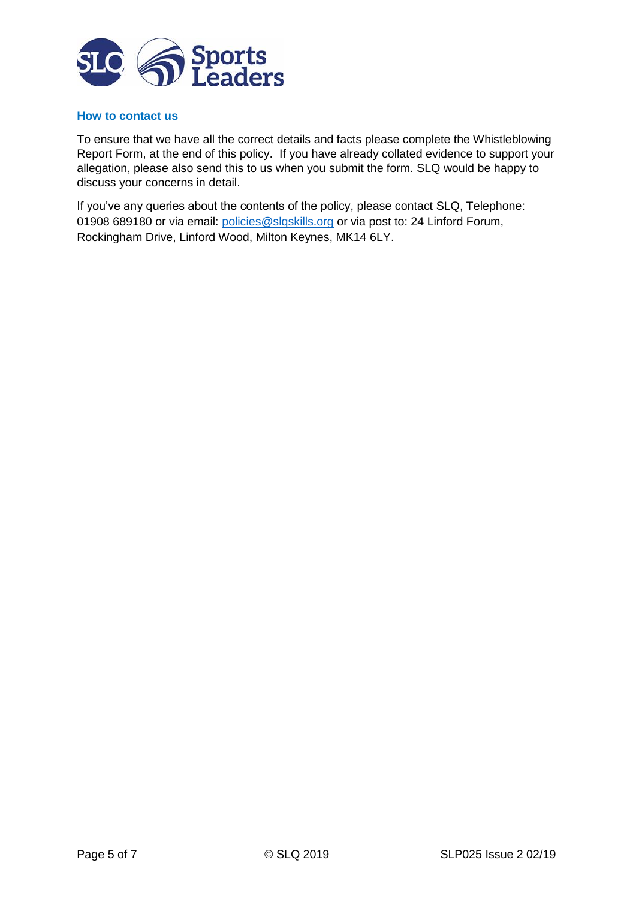### How to contact us

To ensure that we have all the correct details and facts please complete the Whistleblowing Report Form, at the end of this policy. If you have already collated evidence to support your allegation, please also send this to us when you submit the form. SLQ would be happy to discuss your concerns in detail.

If you've any queries about the contents of the policy, please contact SLQ, Telephone: 01908 689180 or via email: policies@slqskills.org or via post to: 24 Linford Forum, Rockingham Drive, Linford Wood, Milton Keynes, MK14 6LY.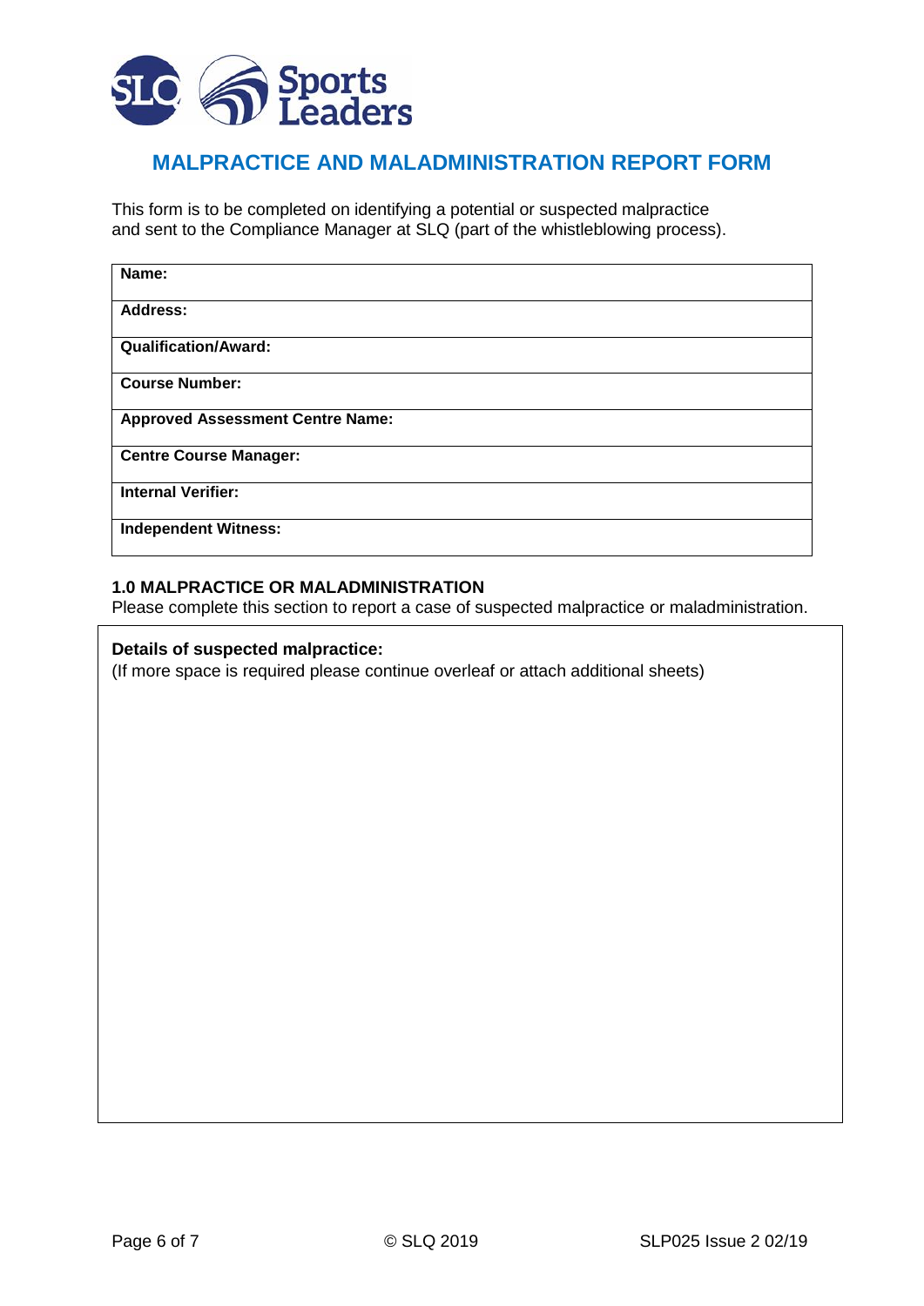# MALPRACTICE AND MALADMINISTRATION REPORT FORM

This form is to be completed on identifying a potential or suspected malpractice and sent to the Compliance Manager at SLQ (part of the whistleblowing process).

| **Name:** |
|---|
| **Address:** |
| **Qualification/Award:** |
| **Course Number:** |
| **Approved Assessment Centre Name:** |
| **Centre Course Manager:** |
| **Internal Verifier:** |
| **Independent Witness:** |

## 1.0 MALPRACTICE OR MALADMINISTRATION

Please complete this section to report a case of suspected malpractice or maladministration.

**Details of suspected malpractice:**

(If more space is required please continue overleaf or attach additional sheets)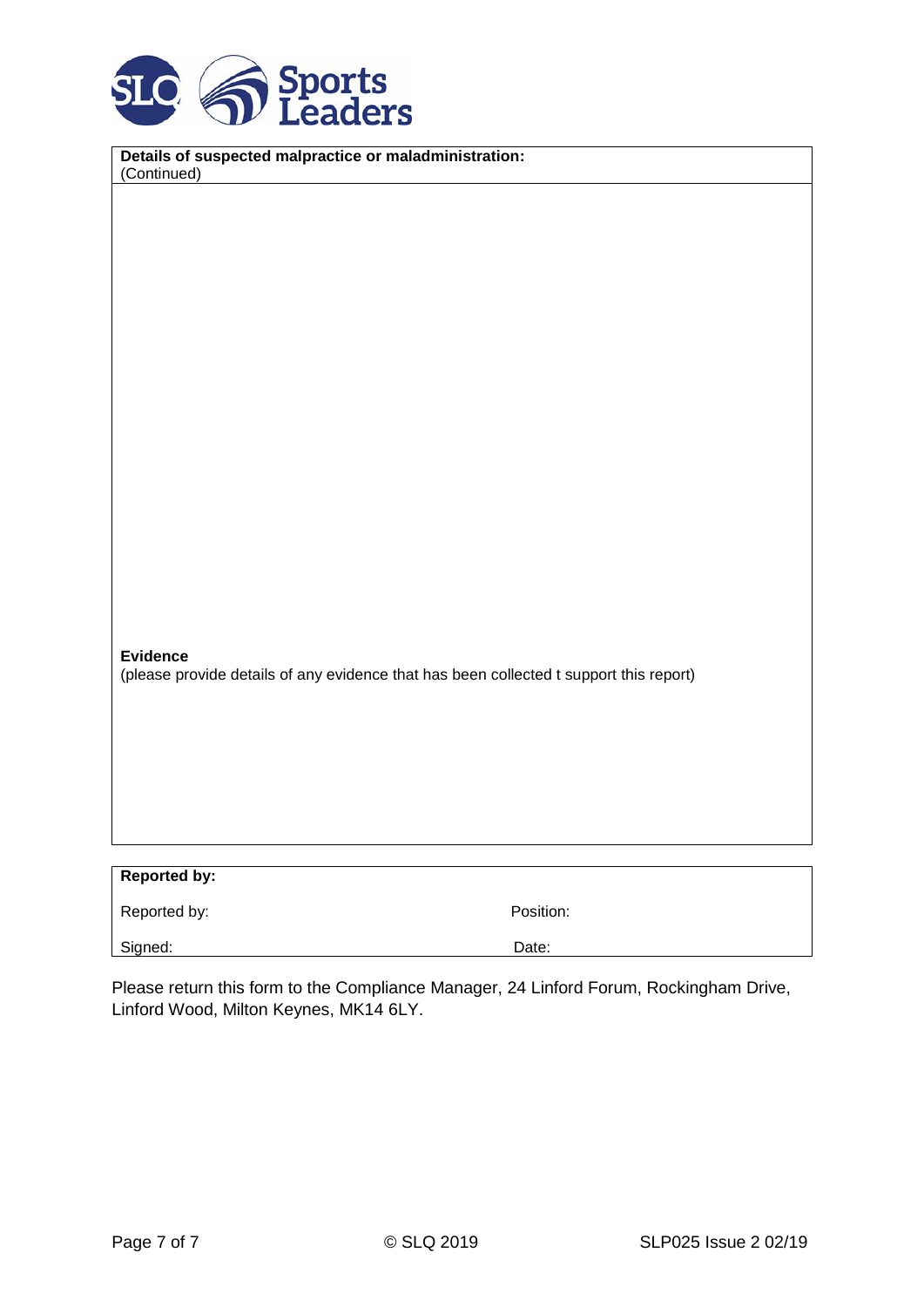**Details of suspected malpractice or maladministration:**
(Continued)

**Evidence**
(please provide details of any evidence that has been collected t support this report)

**Reported by:**

| | |
|---|---|
| Reported by: | Position: |
| Signed: | Date: |

Please return this form to the Compliance Manager, 24 Linford Forum, Rockingham Drive, Linford Wood, Milton Keynes, MK14 6LY.